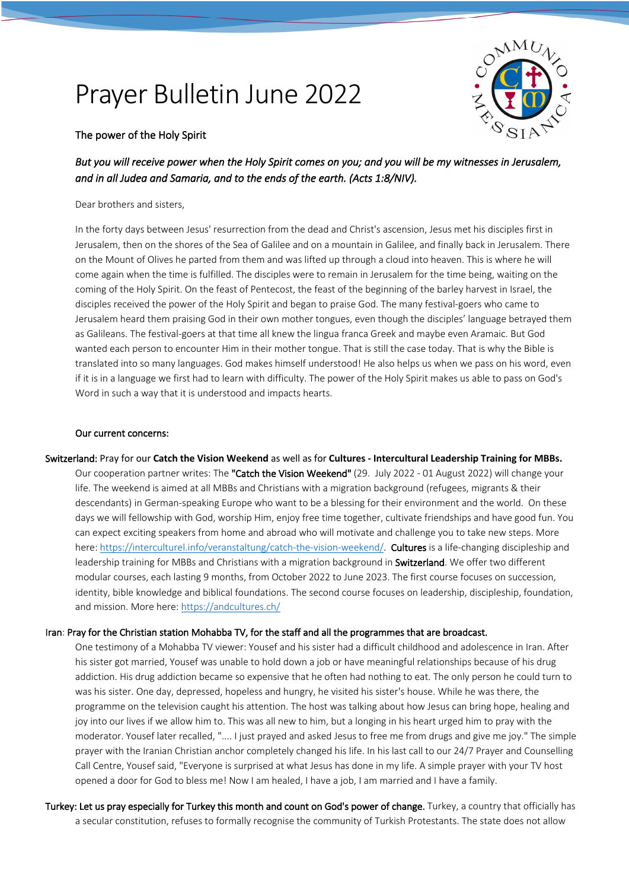# Prayer Bulletin June 2022

The power of the Holy Spirit

*But you will receive power when the Holy Spirit comes on you; and you will be my witnesses in Jerusalem, and in all Judea and Samaria, and to the ends of the earth. (Acts 1:8/NIV).*

Dear brothers and sisters,

In the forty days between Jesus' resurrection from the dead and Christ's ascension, Jesus met his disciples first in Jerusalem, then on the shores of the Sea of Galilee and on a mountain in Galilee, and finally back in Jerusalem. There on the Mount of Olives he parted from them and was lifted up through a cloud into heaven. This is where he will come again when the time is fulfilled. The disciples were to remain in Jerusalem for the time being, waiting on the coming of the Holy Spirit. On the feast of Pentecost, the feast of the beginning of the barley harvest in Israel, the disciples received the power of the Holy Spirit and began to praise God. The many festival-goers who came to Jerusalem heard them praising God in their own mother tongues, even though the disciples' language betrayed them as Galileans. The festival-goers at that time all knew the lingua franca Greek and maybe even Aramaic. But God wanted each person to encounter Him in their mother tongue. That is still the case today. That is why the Bible is translated into so many languages. God makes himself understood! He also helps us when we pass on his word, even if it is in a language we first had to learn with difficulty. The power of the Holy Spirit makes us able to pass on God's Word in such a way that it is understood and impacts hearts.

Our current concerns:

Switzerland: Pray for our **Catch the Vision Weekend** as well as for **Cultures - Intercultural Leadership Training for MBBs.**
Our cooperation partner writes: The **"Catch the Vision Weekend"** (29. July 2022 - 01 August 2022) will change your life. The weekend is aimed at all MBBs and Christians with a migration background (refugees, migrants & their descendants) in German-speaking Europe who want to be a blessing for their environment and the world. On these days we will fellowship with God, worship Him, enjoy free time together, cultivate friendships and have good fun. You can expect exciting speakers from home and abroad who will motivate and challenge you to take new steps. More here: https://interculturel.info/veranstaltung/catch-the-vision-weekend/. **Cultures** is a life-changing discipleship and leadership training for MBBs and Christians with a migration background in **Switzerland**. We offer two different modular courses, each lasting 9 months, from October 2022 to June 2023. The first course focuses on succession, identity, bible knowledge and biblical foundations. The second course focuses on leadership, discipleship, foundation, and mission. More here: https://andcultures.ch/

Iran: Pray for the Christian station Mohabba TV, for the staff and all the programmes that are broadcast.
One testimony of a Mohabba TV viewer: Yousef and his sister had a difficult childhood and adolescence in Iran. After his sister got married, Yousef was unable to hold down a job or have meaningful relationships because of his drug addiction. His drug addiction became so expensive that he often had nothing to eat. The only person he could turn to was his sister. One day, depressed, hopeless and hungry, he visited his sister's house. While he was there, the programme on the television caught his attention. The host was talking about how Jesus can bring hope, healing and joy into our lives if we allow him to. This was all new to him, but a longing in his heart urged him to pray with the moderator. Yousef later recalled, ".... I just prayed and asked Jesus to free me from drugs and give me joy." The simple prayer with the Iranian Christian anchor completely changed his life. In his last call to our 24/7 Prayer and Counselling Call Centre, Yousef said, "Everyone is surprised at what Jesus has done in my life. A simple prayer with your TV host opened a door for God to bless me! Now I am healed, I have a job, I am married and I have a family.

Turkey: Let us pray especially for Turkey this month and count on God's power of change. Turkey, a country that officially has a secular constitution, refuses to formally recognise the community of Turkish Protestants. The state does not allow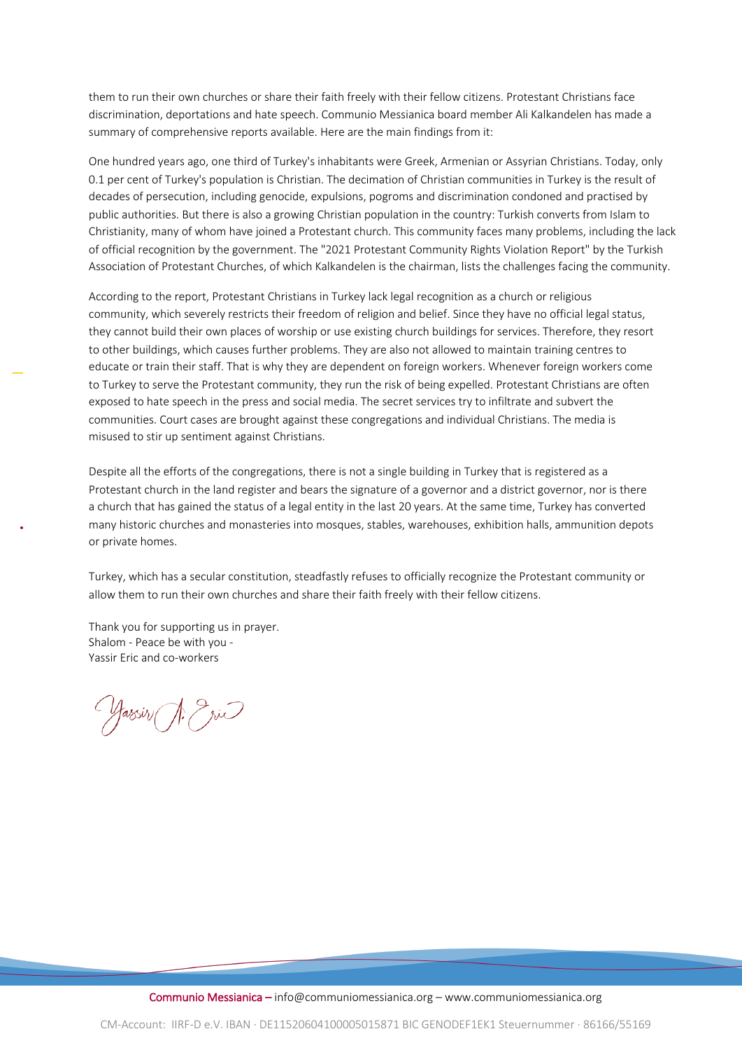them to run their own churches or share their faith freely with their fellow citizens. Protestant Christians face discrimination, deportations and hate speech. Communio Messianica board member Ali Kalkandelen has made a summary of comprehensive reports available. Here are the main findings from it:

One hundred years ago, one third of Turkey's inhabitants were Greek, Armenian or Assyrian Christians. Today, only 0.1 per cent of Turkey's population is Christian. The decimation of Christian communities in Turkey is the result of decades of persecution, including genocide, expulsions, pogroms and discrimination condoned and practised by public authorities. But there is also a growing Christian population in the country: Turkish converts from Islam to Christianity, many of whom have joined a Protestant church. This community faces many problems, including the lack of official recognition by the government. The "2021 Protestant Community Rights Violation Report" by the Turkish Association of Protestant Churches, of which Kalkandelen is the chairman, lists the challenges facing the community.

According to the report, Protestant Christians in Turkey lack legal recognition as a church or religious community, which severely restricts their freedom of religion and belief. Since they have no official legal status, they cannot build their own places of worship or use existing church buildings for services. Therefore, they resort to other buildings, which causes further problems. They are also not allowed to maintain training centres to educate or train their staff. That is why they are dependent on foreign workers. Whenever foreign workers come to Turkey to serve the Protestant community, they run the risk of being expelled. Protestant Christians are often exposed to hate speech in the press and social media. The secret services try to infiltrate and subvert the communities. Court cases are brought against these congregations and individual Christians. The media is misused to stir up sentiment against Christians.

Despite all the efforts of the congregations, there is not a single building in Turkey that is registered as a Protestant church in the land register and bears the signature of a governor and a district governor, nor is there a church that has gained the status of a legal entity in the last 20 years. At the same time, Turkey has converted many historic churches and monasteries into mosques, stables, warehouses, exhibition halls, ammunition depots or private homes.

Turkey, which has a secular constitution, steadfastly refuses to officially recognize the Protestant community or allow them to run their own churches and share their faith freely with their fellow citizens.

Thank you for supporting us in prayer.
Shalom - Peace be with you -
Yassir Eric and co-workers

Yassir A. Eric

**Communio Messianica** – info@communiomessianica.org – www.communiomessianica.org

CM-Account: IIRF-D e.V. IBAN · DE11520604100005015871 BIC GENODEF1EK1 Steuernummer · 86166/55169